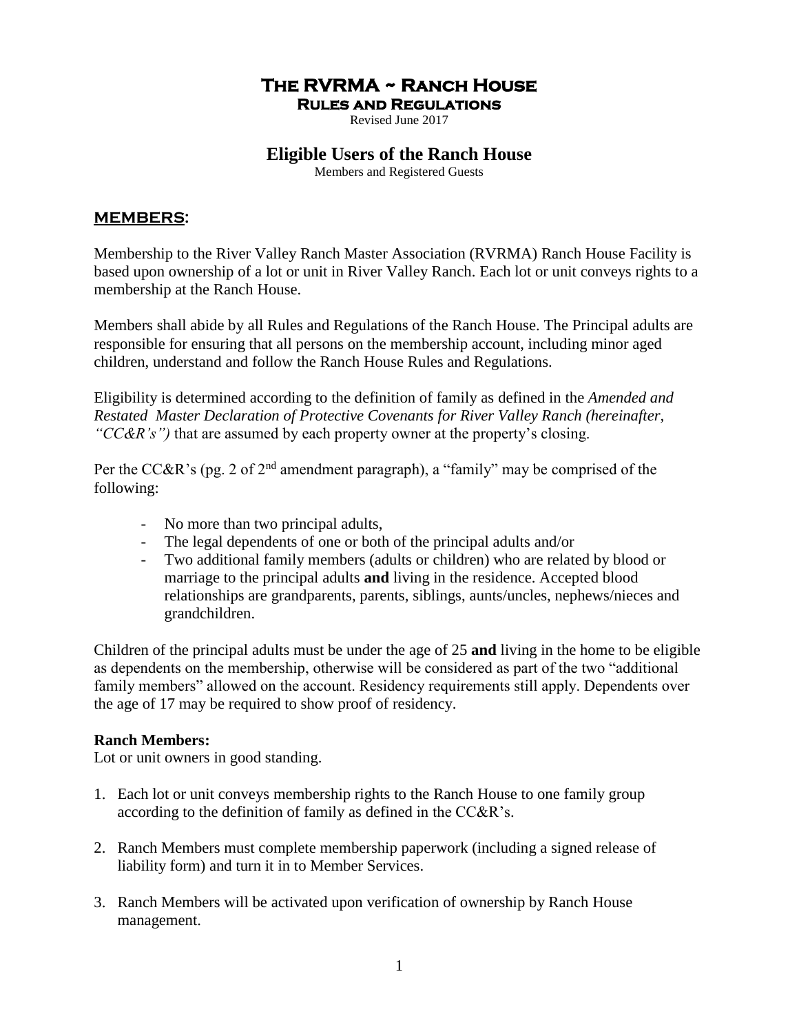# The RVRMA ~ Ranch House

## Rules and Regulations

Revised June 2017

## Eligible Users of the Ranch House

Members and Registered Guests

### MEMBERS:

Membership to the River Valley Ranch Master Association (RVRMA) Ranch House Facility is based upon ownership of a lot or unit in River Valley Ranch. Each lot or unit conveys rights to a membership at the Ranch House.

Members shall abide by all Rules and Regulations of the Ranch House. The Principal adults are responsible for ensuring that all persons on the membership account, including minor aged children, understand and follow the Ranch House Rules and Regulations.

Eligibility is determined according to the definition of family as defined in the *Amended and Restated Master Declaration of Protective Covenants for River Valley Ranch (hereinafter, "CC&R's")* that are assumed by each property owner at the property's closing.

Per the CC&R's (pg. 2 of 2nd amendment paragraph), a "family" may be comprised of the following:

- No more than two principal adults,
- The legal dependents of one or both of the principal adults and/or
- Two additional family members (adults or children) who are related by blood or marriage to the principal adults **and** living in the residence. Accepted blood relationships are grandparents, parents, siblings, aunts/uncles, nephews/nieces and grandchildren.

Children of the principal adults must be under the age of 25 **and** living in the home to be eligible as dependents on the membership, otherwise will be considered as part of the two "additional family members" allowed on the account. Residency requirements still apply. Dependents over the age of 17 may be required to show proof of residency.

**Ranch Members:**
Lot or unit owners in good standing.

1. Each lot or unit conveys membership rights to the Ranch House to one family group according to the definition of family as defined in the CC&R's.
2. Ranch Members must complete membership paperwork (including a signed release of liability form) and turn it in to Member Services.
3. Ranch Members will be activated upon verification of ownership by Ranch House management.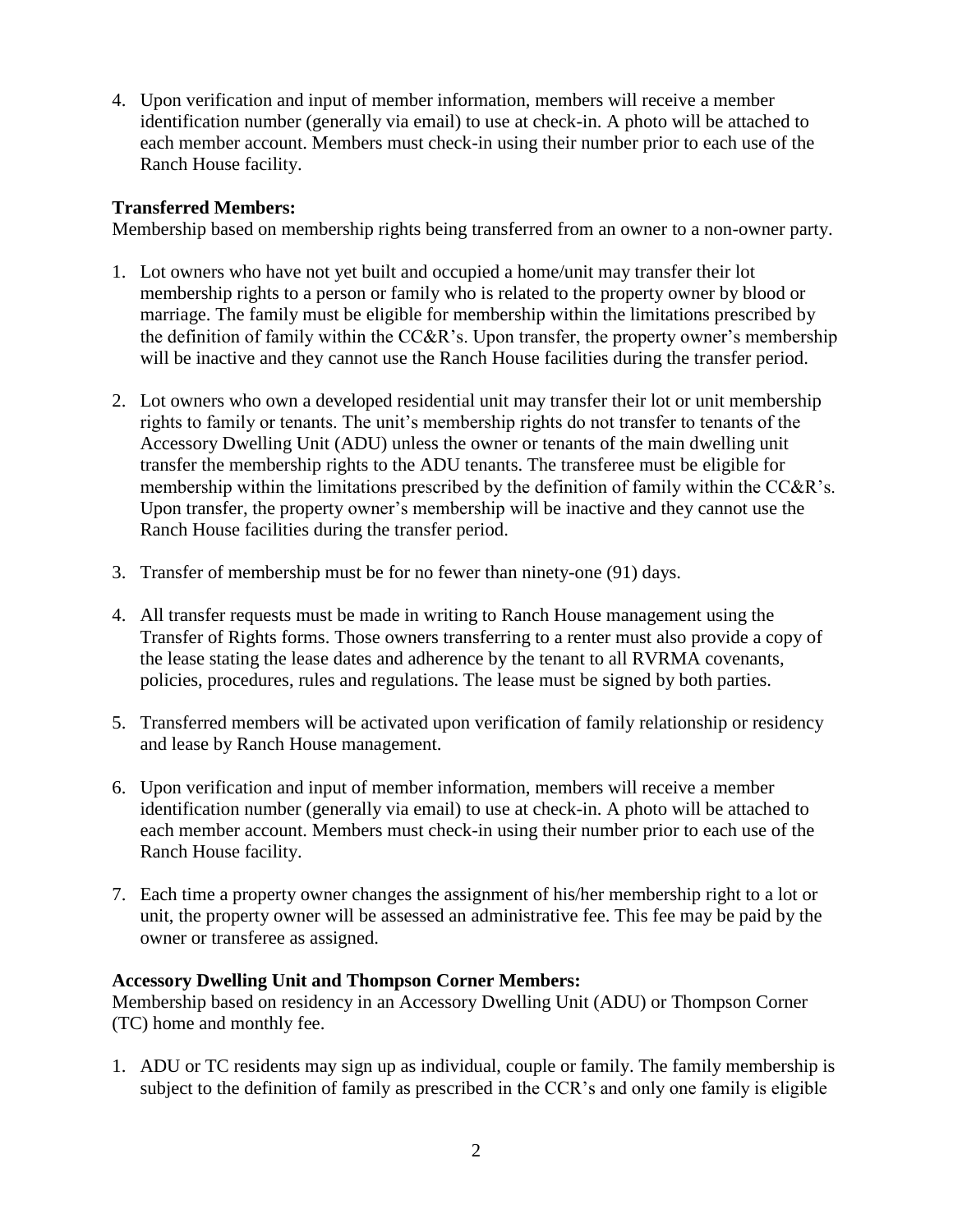4. Upon verification and input of member information, members will receive a member identification number (generally via email) to use at check-in. A photo will be attached to each member account. Members must check-in using their number prior to each use of the Ranch House facility.

**Transferred Members:**
Membership based on membership rights being transferred from an owner to a non-owner party.

1. Lot owners who have not yet built and occupied a home/unit may transfer their lot membership rights to a person or family who is related to the property owner by blood or marriage. The family must be eligible for membership within the limitations prescribed by the definition of family within the CC&R's. Upon transfer, the property owner's membership will be inactive and they cannot use the Ranch House facilities during the transfer period.

2. Lot owners who own a developed residential unit may transfer their lot or unit membership rights to family or tenants. The unit's membership rights do not transfer to tenants of the Accessory Dwelling Unit (ADU) unless the owner or tenants of the main dwelling unit transfer the membership rights to the ADU tenants. The transferee must be eligible for membership within the limitations prescribed by the definition of family within the CC&R's. Upon transfer, the property owner's membership will be inactive and they cannot use the Ranch House facilities during the transfer period.

3. Transfer of membership must be for no fewer than ninety-one (91) days.

4. All transfer requests must be made in writing to Ranch House management using the Transfer of Rights forms. Those owners transferring to a renter must also provide a copy of the lease stating the lease dates and adherence by the tenant to all RVRMA covenants, policies, procedures, rules and regulations. The lease must be signed by both parties.

5. Transferred members will be activated upon verification of family relationship or residency and lease by Ranch House management.

6. Upon verification and input of member information, members will receive a member identification number (generally via email) to use at check-in. A photo will be attached to each member account. Members must check-in using their number prior to each use of the Ranch House facility.

7. Each time a property owner changes the assignment of his/her membership right to a lot or unit, the property owner will be assessed an administrative fee. This fee may be paid by the owner or transferee as assigned.

**Accessory Dwelling Unit and Thompson Corner Members:**
Membership based on residency in an Accessory Dwelling Unit (ADU) or Thompson Corner (TC) home and monthly fee.

1. ADU or TC residents may sign up as individual, couple or family. The family membership is subject to the definition of family as prescribed in the CCR's and only one family is eligible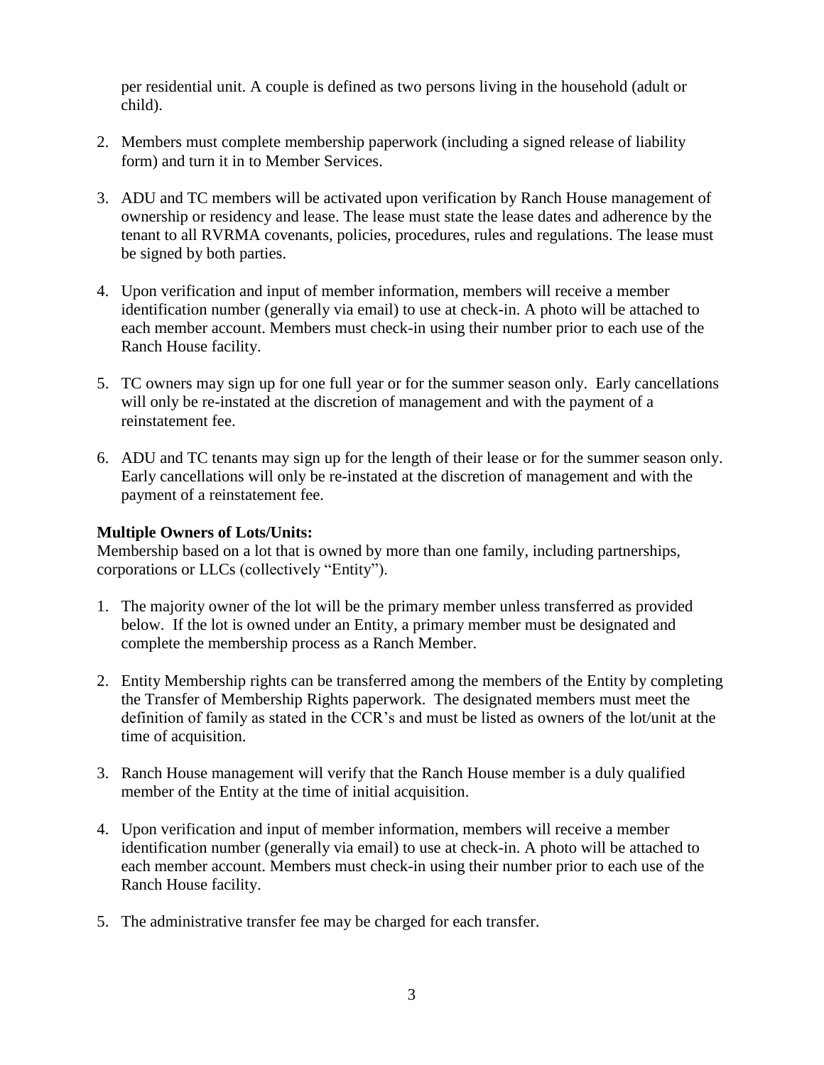per residential unit. A couple is defined as two persons living in the household (adult or child).

2. Members must complete membership paperwork (including a signed release of liability form) and turn it in to Member Services.

3. ADU and TC members will be activated upon verification by Ranch House management of ownership or residency and lease. The lease must state the lease dates and adherence by the tenant to all RVRMA covenants, policies, procedures, rules and regulations. The lease must be signed by both parties.

4. Upon verification and input of member information, members will receive a member identification number (generally via email) to use at check-in. A photo will be attached to each member account. Members must check-in using their number prior to each use of the Ranch House facility.

5. TC owners may sign up for one full year or for the summer season only. Early cancellations will only be re-instated at the discretion of management and with the payment of a reinstatement fee.

6. ADU and TC tenants may sign up for the length of their lease or for the summer season only. Early cancellations will only be re-instated at the discretion of management and with the payment of a reinstatement fee.

**Multiple Owners of Lots/Units:**

Membership based on a lot that is owned by more than one family, including partnerships, corporations or LLCs (collectively "Entity").

1. The majority owner of the lot will be the primary member unless transferred as provided below. If the lot is owned under an Entity, a primary member must be designated and complete the membership process as a Ranch Member.

2. Entity Membership rights can be transferred among the members of the Entity by completing the Transfer of Membership Rights paperwork. The designated members must meet the definition of family as stated in the CCR's and must be listed as owners of the lot/unit at the time of acquisition.

3. Ranch House management will verify that the Ranch House member is a duly qualified member of the Entity at the time of initial acquisition.

4. Upon verification and input of member information, members will receive a member identification number (generally via email) to use at check-in. A photo will be attached to each member account. Members must check-in using their number prior to each use of the Ranch House facility.

5. The administrative transfer fee may be charged for each transfer.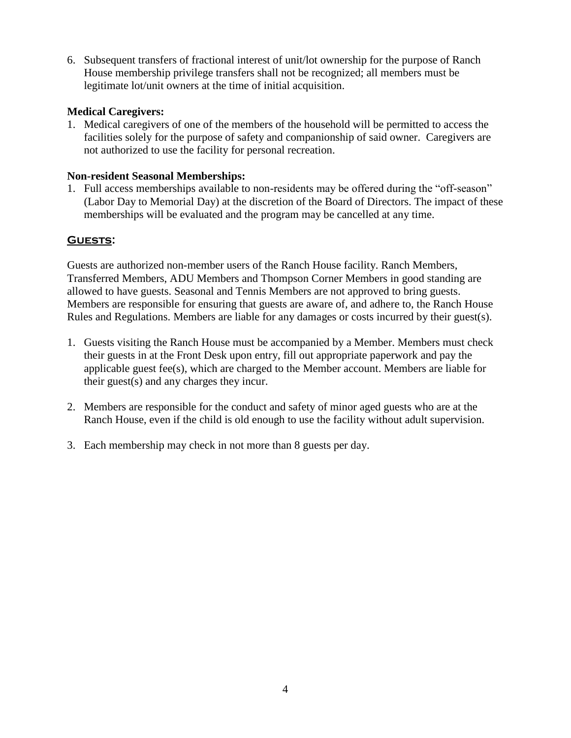6. Subsequent transfers of fractional interest of unit/lot ownership for the purpose of Ranch House membership privilege transfers shall not be recognized; all members must be legitimate lot/unit owners at the time of initial acquisition.

**Medical Caregivers:**

1. Medical caregivers of one of the members of the household will be permitted to access the facilities solely for the purpose of safety and companionship of said owner. Caregivers are not authorized to use the facility for personal recreation.

**Non-resident Seasonal Memberships:**

1. Full access memberships available to non-residents may be offered during the "off-season" (Labor Day to Memorial Day) at the discretion of the Board of Directors. The impact of these memberships will be evaluated and the program may be cancelled at any time.

## Guests:

Guests are authorized non-member users of the Ranch House facility. Ranch Members, Transferred Members, ADU Members and Thompson Corner Members in good standing are allowed to have guests. Seasonal and Tennis Members are not approved to bring guests. Members are responsible for ensuring that guests are aware of, and adhere to, the Ranch House Rules and Regulations. Members are liable for any damages or costs incurred by their guest(s).

1. Guests visiting the Ranch House must be accompanied by a Member. Members must check their guests in at the Front Desk upon entry, fill out appropriate paperwork and pay the applicable guest fee(s), which are charged to the Member account. Members are liable for their guest(s) and any charges they incur.

2. Members are responsible for the conduct and safety of minor aged guests who are at the Ranch House, even if the child is old enough to use the facility without adult supervision.

3. Each membership may check in not more than 8 guests per day.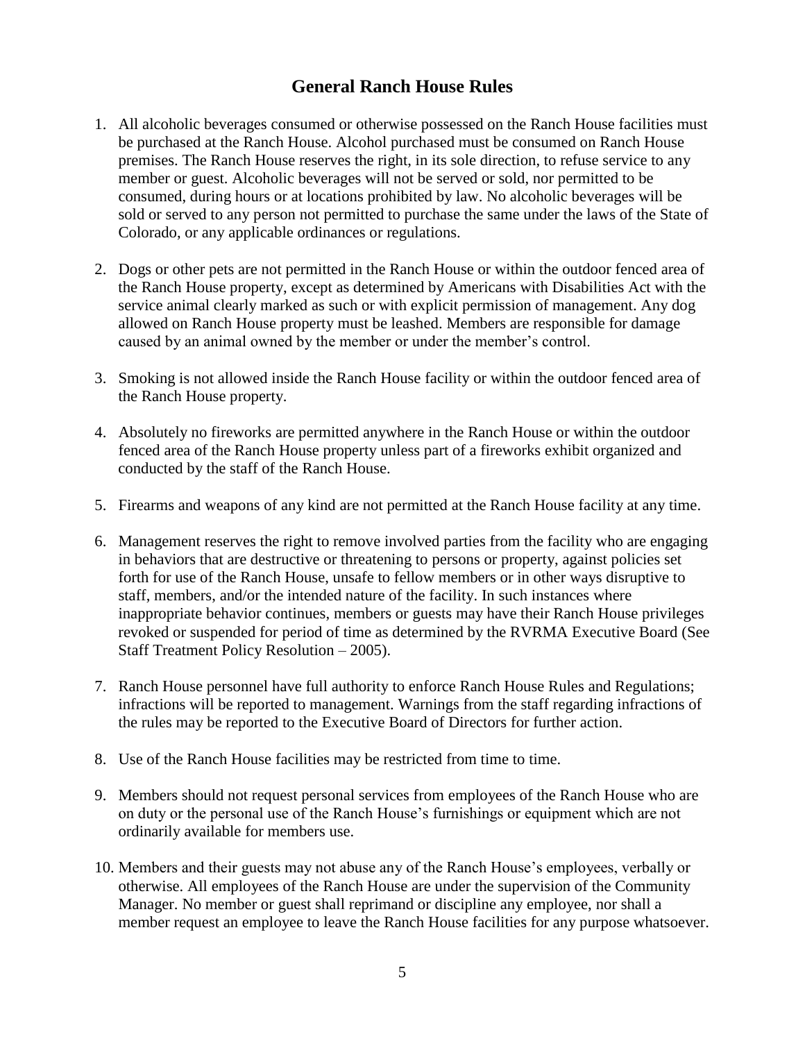## General Ranch House Rules

1. All alcoholic beverages consumed or otherwise possessed on the Ranch House facilities must be purchased at the Ranch House. Alcohol purchased must be consumed on Ranch House premises. The Ranch House reserves the right, in its sole direction, to refuse service to any member or guest. Alcoholic beverages will not be served or sold, nor permitted to be consumed, during hours or at locations prohibited by law. No alcoholic beverages will be sold or served to any person not permitted to purchase the same under the laws of the State of Colorado, or any applicable ordinances or regulations.

2. Dogs or other pets are not permitted in the Ranch House or within the outdoor fenced area of the Ranch House property, except as determined by Americans with Disabilities Act with the service animal clearly marked as such or with explicit permission of management. Any dog allowed on Ranch House property must be leashed. Members are responsible for damage caused by an animal owned by the member or under the member's control.

3. Smoking is not allowed inside the Ranch House facility or within the outdoor fenced area of the Ranch House property.

4. Absolutely no fireworks are permitted anywhere in the Ranch House or within the outdoor fenced area of the Ranch House property unless part of a fireworks exhibit organized and conducted by the staff of the Ranch House.

5. Firearms and weapons of any kind are not permitted at the Ranch House facility at any time.

6. Management reserves the right to remove involved parties from the facility who are engaging in behaviors that are destructive or threatening to persons or property, against policies set forth for use of the Ranch House, unsafe to fellow members or in other ways disruptive to staff, members, and/or the intended nature of the facility. In such instances where inappropriate behavior continues, members or guests may have their Ranch House privileges revoked or suspended for period of time as determined by the RVRMA Executive Board (See Staff Treatment Policy Resolution – 2005).

7. Ranch House personnel have full authority to enforce Ranch House Rules and Regulations; infractions will be reported to management. Warnings from the staff regarding infractions of the rules may be reported to the Executive Board of Directors for further action.

8. Use of the Ranch House facilities may be restricted from time to time.

9. Members should not request personal services from employees of the Ranch House who are on duty or the personal use of the Ranch House's furnishings or equipment which are not ordinarily available for members use.

10. Members and their guests may not abuse any of the Ranch House's employees, verbally or otherwise. All employees of the Ranch House are under the supervision of the Community Manager. No member or guest shall reprimand or discipline any employee, nor shall a member request an employee to leave the Ranch House facilities for any purpose whatsoever.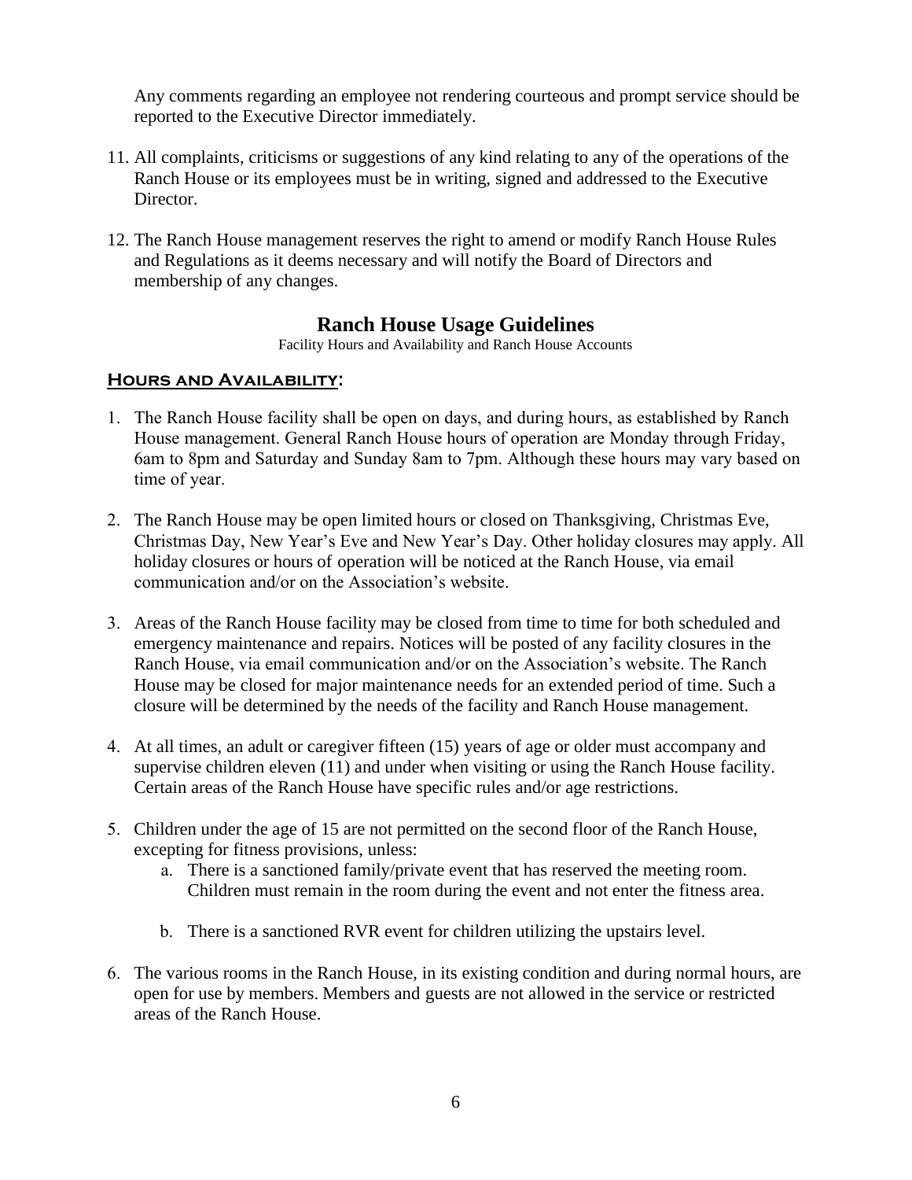Any comments regarding an employee not rendering courteous and prompt service should be reported to the Executive Director immediately.

11. All complaints, criticisms or suggestions of any kind relating to any of the operations of the Ranch House or its employees must be in writing, signed and addressed to the Executive Director.

12. The Ranch House management reserves the right to amend or modify Ranch House Rules and Regulations as it deems necessary and will notify the Board of Directors and membership of any changes.

## Ranch House Usage Guidelines

Facility Hours and Availability and Ranch House Accounts

### Hours and Availability:

1. The Ranch House facility shall be open on days, and during hours, as established by Ranch House management. General Ranch House hours of operation are Monday through Friday, 6am to 8pm and Saturday and Sunday 8am to 7pm. Although these hours may vary based on time of year.

2. The Ranch House may be open limited hours or closed on Thanksgiving, Christmas Eve, Christmas Day, New Year's Eve and New Year's Day. Other holiday closures may apply. All holiday closures or hours of operation will be noticed at the Ranch House, via email communication and/or on the Association's website.

3. Areas of the Ranch House facility may be closed from time to time for both scheduled and emergency maintenance and repairs. Notices will be posted of any facility closures in the Ranch House, via email communication and/or on the Association's website. The Ranch House may be closed for major maintenance needs for an extended period of time. Such a closure will be determined by the needs of the facility and Ranch House management.

4. At all times, an adult or caregiver fifteen (15) years of age or older must accompany and supervise children eleven (11) and under when visiting or using the Ranch House facility. Certain areas of the Ranch House have specific rules and/or age restrictions.

5. Children under the age of 15 are not permitted on the second floor of the Ranch House, excepting for fitness provisions, unless:
   a. There is a sanctioned family/private event that has reserved the meeting room. Children must remain in the room during the event and not enter the fitness area.
   b. There is a sanctioned RVR event for children utilizing the upstairs level.

6. The various rooms in the Ranch House, in its existing condition and during normal hours, are open for use by members. Members and guests are not allowed in the service or restricted areas of the Ranch House.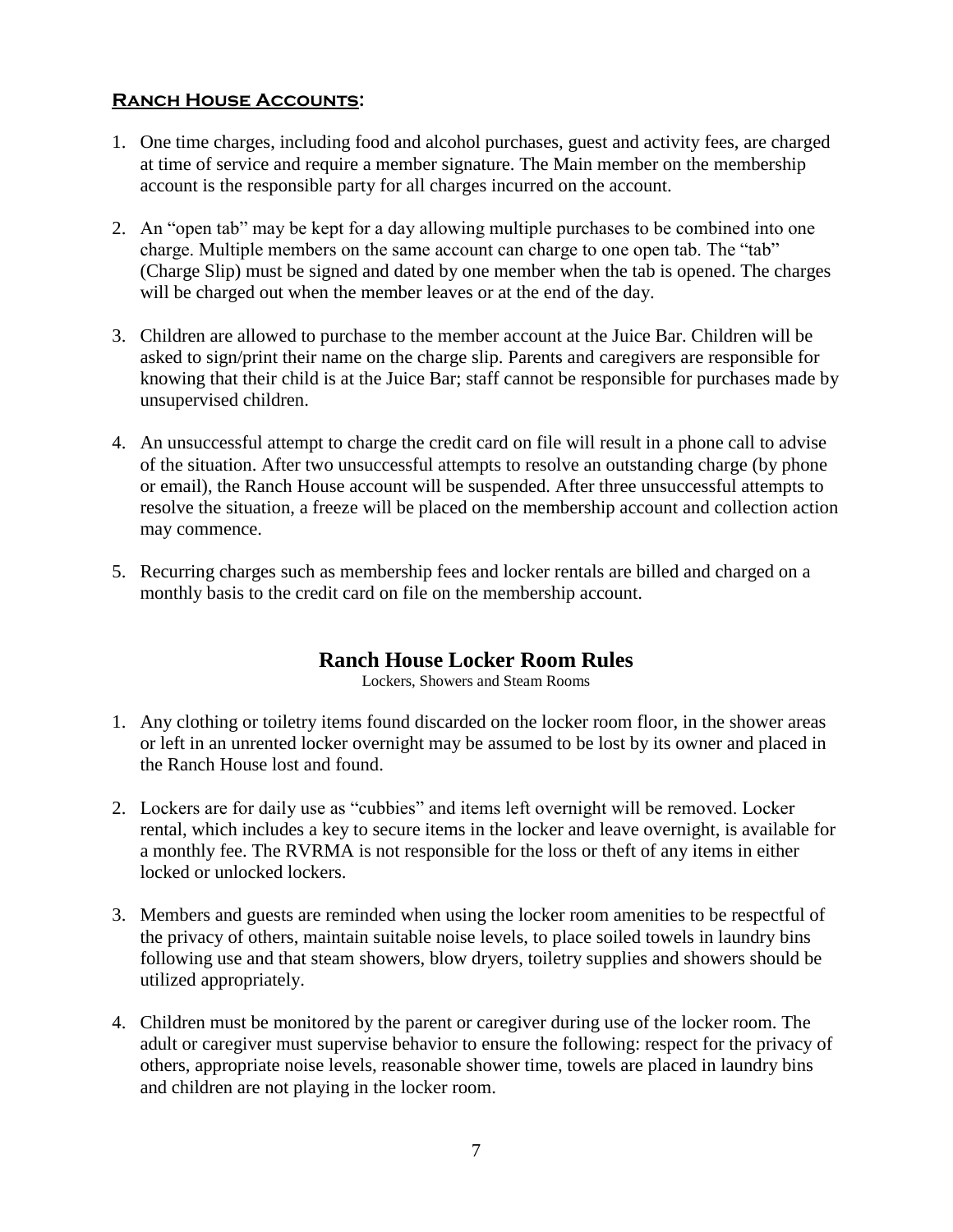## **Ranch House Accounts:**

1. One time charges, including food and alcohol purchases, guest and activity fees, are charged at time of service and require a member signature. The Main member on the membership account is the responsible party for all charges incurred on the account.

2. An "open tab" may be kept for a day allowing multiple purchases to be combined into one charge. Multiple members on the same account can charge to one open tab. The "tab" (Charge Slip) must be signed and dated by one member when the tab is opened. The charges will be charged out when the member leaves or at the end of the day.

3. Children are allowed to purchase to the member account at the Juice Bar. Children will be asked to sign/print their name on the charge slip. Parents and caregivers are responsible for knowing that their child is at the Juice Bar; staff cannot be responsible for purchases made by unsupervised children.

4. An unsuccessful attempt to charge the credit card on file will result in a phone call to advise of the situation. After two unsuccessful attempts to resolve an outstanding charge (by phone or email), the Ranch House account will be suspended. After three unsuccessful attempts to resolve the situation, a freeze will be placed on the membership account and collection action may commence.

5. Recurring charges such as membership fees and locker rentals are billed and charged on a monthly basis to the credit card on file on the membership account.

## Ranch House Locker Room Rules

Lockers, Showers and Steam Rooms

1. Any clothing or toiletry items found discarded on the locker room floor, in the shower areas or left in an unrented locker overnight may be assumed to be lost by its owner and placed in the Ranch House lost and found.

2. Lockers are for daily use as "cubbies" and items left overnight will be removed. Locker rental, which includes a key to secure items in the locker and leave overnight, is available for a monthly fee. The RVRMA is not responsible for the loss or theft of any items in either locked or unlocked lockers.

3. Members and guests are reminded when using the locker room amenities to be respectful of the privacy of others, maintain suitable noise levels, to place soiled towels in laundry bins following use and that steam showers, blow dryers, toiletry supplies and showers should be utilized appropriately.

4. Children must be monitored by the parent or caregiver during use of the locker room. The adult or caregiver must supervise behavior to ensure the following: respect for the privacy of others, appropriate noise levels, reasonable shower time, towels are placed in laundry bins and children are not playing in the locker room.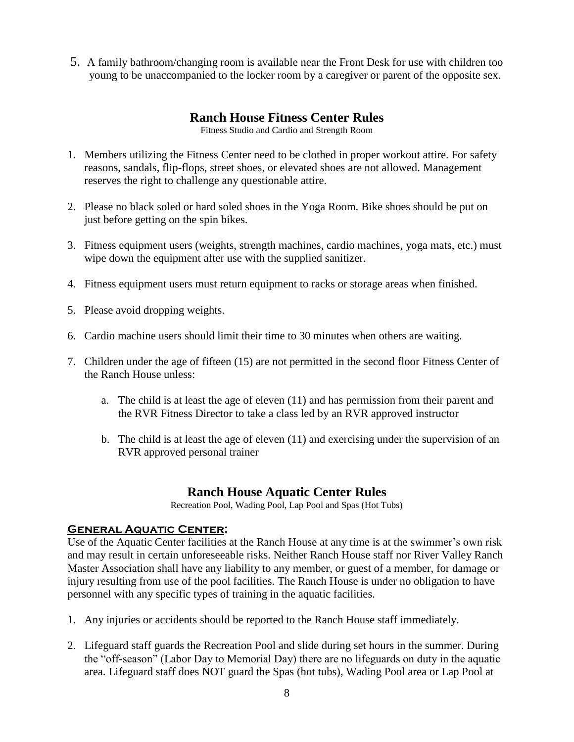5. A family bathroom/changing room is available near the Front Desk for use with children too young to be unaccompanied to the locker room by a caregiver or parent of the opposite sex.

## Ranch House Fitness Center Rules

Fitness Studio and Cardio and Strength Room

1. Members utilizing the Fitness Center need to be clothed in proper workout attire. For safety reasons, sandals, flip-flops, street shoes, or elevated shoes are not allowed. Management reserves the right to challenge any questionable attire.

2. Please no black soled or hard soled shoes in the Yoga Room. Bike shoes should be put on just before getting on the spin bikes.

3. Fitness equipment users (weights, strength machines, cardio machines, yoga mats, etc.) must wipe down the equipment after use with the supplied sanitizer.

4. Fitness equipment users must return equipment to racks or storage areas when finished.

5. Please avoid dropping weights.

6. Cardio machine users should limit their time to 30 minutes when others are waiting.

7. Children under the age of fifteen (15) are not permitted in the second floor Fitness Center of the Ranch House unless:

   a. The child is at least the age of eleven (11) and has permission from their parent and the RVR Fitness Director to take a class led by an RVR approved instructor

   b. The child is at least the age of eleven (11) and exercising under the supervision of an RVR approved personal trainer

## Ranch House Aquatic Center Rules

Recreation Pool, Wading Pool, Lap Pool and Spas (Hot Tubs)

### General Aquatic Center:

Use of the Aquatic Center facilities at the Ranch House at any time is at the swimmer's own risk and may result in certain unforeseeable risks. Neither Ranch House staff nor River Valley Ranch Master Association shall have any liability to any member, or guest of a member, for damage or injury resulting from use of the pool facilities. The Ranch House is under no obligation to have personnel with any specific types of training in the aquatic facilities.

1. Any injuries or accidents should be reported to the Ranch House staff immediately.

2. Lifeguard staff guards the Recreation Pool and slide during set hours in the summer. During the "off-season" (Labor Day to Memorial Day) there are no lifeguards on duty in the aquatic area. Lifeguard staff does NOT guard the Spas (hot tubs), Wading Pool area or Lap Pool at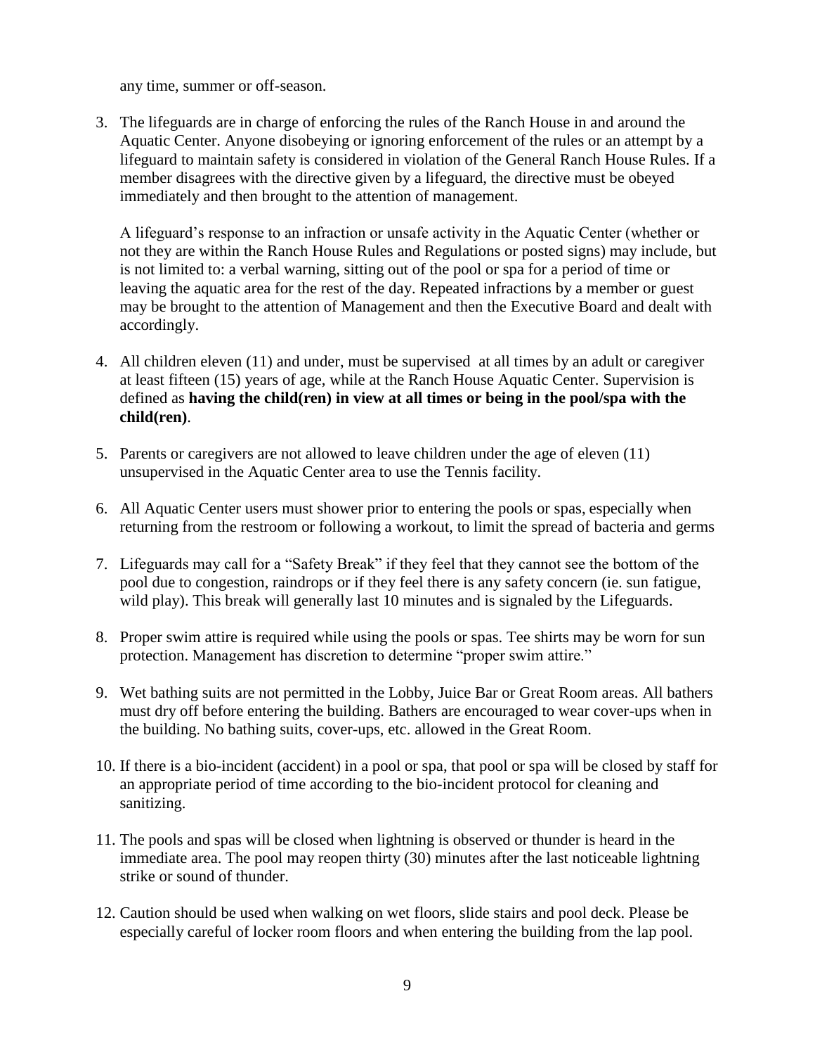any time, summer or off-season.

3. The lifeguards are in charge of enforcing the rules of the Ranch House in and around the Aquatic Center. Anyone disobeying or ignoring enforcement of the rules or an attempt by a lifeguard to maintain safety is considered in violation of the General Ranch House Rules. If a member disagrees with the directive given by a lifeguard, the directive must be obeyed immediately and then brought to the attention of management.

   A lifeguard's response to an infraction or unsafe activity in the Aquatic Center (whether or not they are within the Ranch House Rules and Regulations or posted signs) may include, but is not limited to: a verbal warning, sitting out of the pool or spa for a period of time or leaving the aquatic area for the rest of the day. Repeated infractions by a member or guest may be brought to the attention of Management and then the Executive Board and dealt with accordingly.

4. All children eleven (11) and under, must be supervised at all times by an adult or caregiver at least fifteen (15) years of age, while at the Ranch House Aquatic Center. Supervision is defined as **having the child(ren) in view at all times or being in the pool/spa with the child(ren)**.

5. Parents or caregivers are not allowed to leave children under the age of eleven (11) unsupervised in the Aquatic Center area to use the Tennis facility.

6. All Aquatic Center users must shower prior to entering the pools or spas, especially when returning from the restroom or following a workout, to limit the spread of bacteria and germs

7. Lifeguards may call for a "Safety Break" if they feel that they cannot see the bottom of the pool due to congestion, raindrops or if they feel there is any safety concern (ie. sun fatigue, wild play). This break will generally last 10 minutes and is signaled by the Lifeguards.

8. Proper swim attire is required while using the pools or spas. Tee shirts may be worn for sun protection. Management has discretion to determine "proper swim attire."

9. Wet bathing suits are not permitted in the Lobby, Juice Bar or Great Room areas. All bathers must dry off before entering the building. Bathers are encouraged to wear cover-ups when in the building. No bathing suits, cover-ups, etc. allowed in the Great Room.

10. If there is a bio-incident (accident) in a pool or spa, that pool or spa will be closed by staff for an appropriate period of time according to the bio-incident protocol for cleaning and sanitizing.

11. The pools and spas will be closed when lightning is observed or thunder is heard in the immediate area. The pool may reopen thirty (30) minutes after the last noticeable lightning strike or sound of thunder.

12. Caution should be used when walking on wet floors, slide stairs and pool deck. Please be especially careful of locker room floors and when entering the building from the lap pool.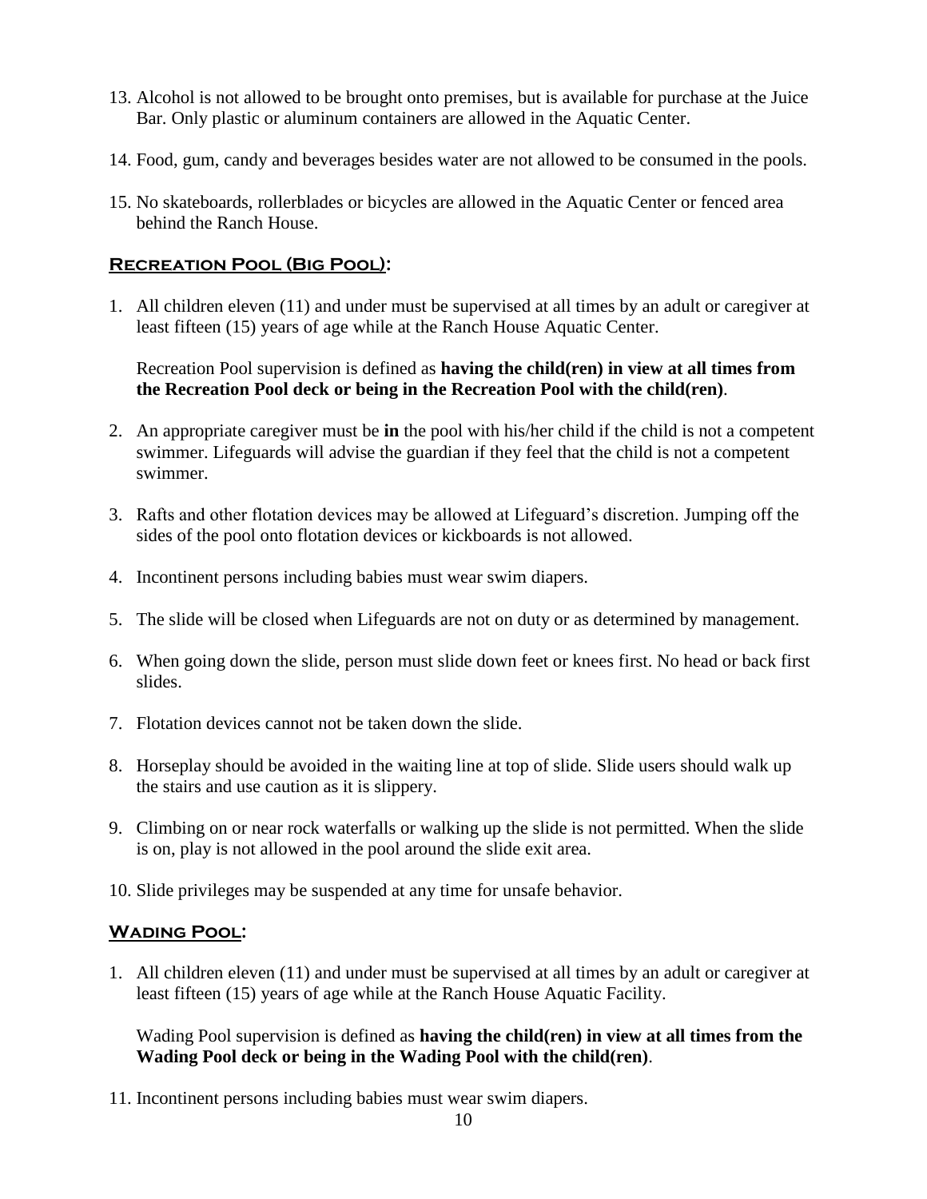13. Alcohol is not allowed to be brought onto premises, but is available for purchase at the Juice Bar. Only plastic or aluminum containers are allowed in the Aquatic Center.

14. Food, gum, candy and beverages besides water are not allowed to be consumed in the pools.

15. No skateboards, rollerblades or bicycles are allowed in the Aquatic Center or fenced area behind the Ranch House.

## Recreation Pool (Big Pool):

1. All children eleven (11) and under must be supervised at all times by an adult or caregiver at least fifteen (15) years of age while at the Ranch House Aquatic Center.

   Recreation Pool supervision is defined as **having the child(ren) in view at all times from the Recreation Pool deck or being in the Recreation Pool with the child(ren)**.

2. An appropriate caregiver must be **in** the pool with his/her child if the child is not a competent swimmer. Lifeguards will advise the guardian if they feel that the child is not a competent swimmer.

3. Rafts and other flotation devices may be allowed at Lifeguard's discretion. Jumping off the sides of the pool onto flotation devices or kickboards is not allowed.

4. Incontinent persons including babies must wear swim diapers.

5. The slide will be closed when Lifeguards are not on duty or as determined by management.

6. When going down the slide, person must slide down feet or knees first. No head or back first slides.

7. Flotation devices cannot not be taken down the slide.

8. Horseplay should be avoided in the waiting line at top of slide. Slide users should walk up the stairs and use caution as it is slippery.

9. Climbing on or near rock waterfalls or walking up the slide is not permitted. When the slide is on, play is not allowed in the pool around the slide exit area.

10. Slide privileges may be suspended at any time for unsafe behavior.

## Wading Pool:

1. All children eleven (11) and under must be supervised at all times by an adult or caregiver at least fifteen (15) years of age while at the Ranch House Aquatic Facility.

   Wading Pool supervision is defined as **having the child(ren) in view at all times from the Wading Pool deck or being in the Wading Pool with the child(ren)**.

11. Incontinent persons including babies must wear swim diapers.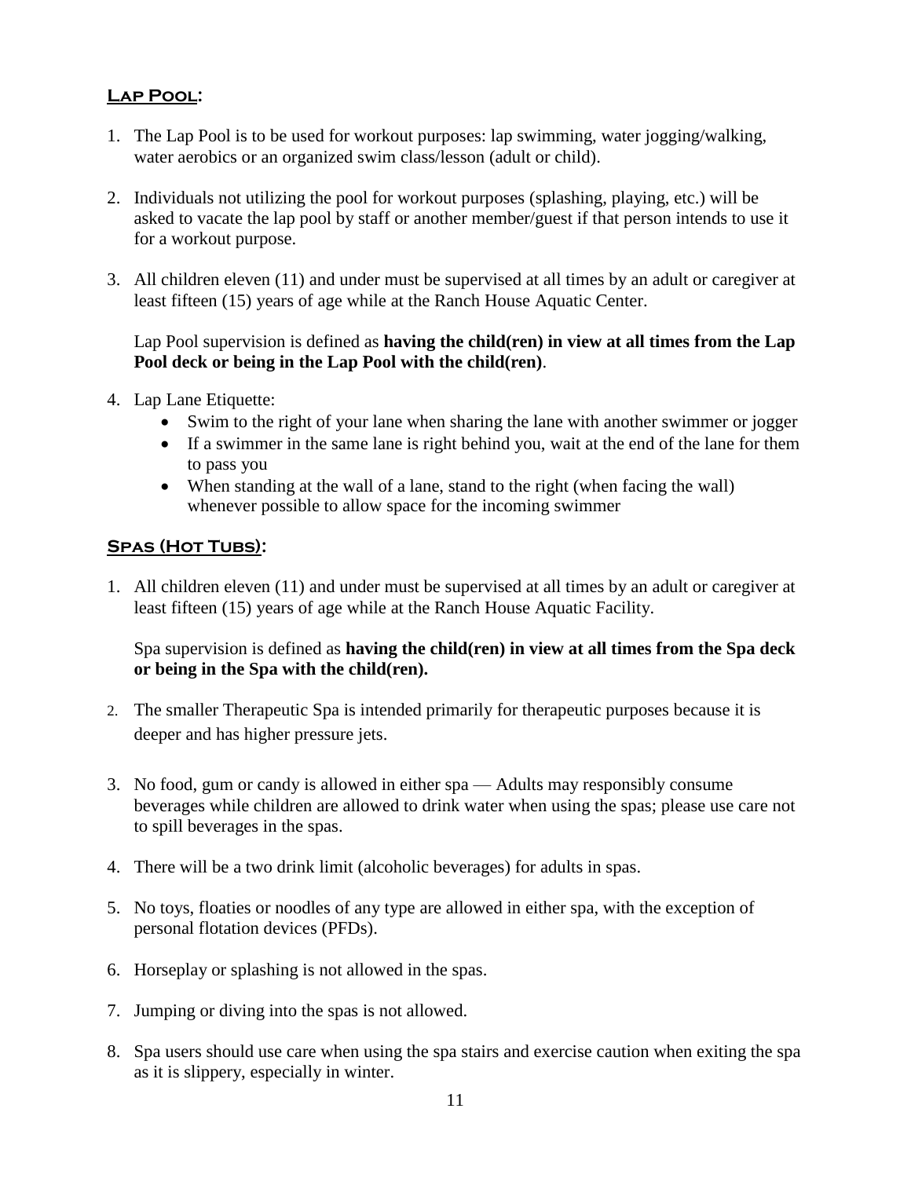## Lap Pool:

1. The Lap Pool is to be used for workout purposes: lap swimming, water jogging/walking, water aerobics or an organized swim class/lesson (adult or child).

2. Individuals not utilizing the pool for workout purposes (splashing, playing, etc.) will be asked to vacate the lap pool by staff or another member/guest if that person intends to use it for a workout purpose.

3. All children eleven (11) and under must be supervised at all times by an adult or caregiver at least fifteen (15) years of age while at the Ranch House Aquatic Center.

   Lap Pool supervision is defined as **having the child(ren) in view at all times from the Lap Pool deck or being in the Lap Pool with the child(ren)**.

4. Lap Lane Etiquette:
   - Swim to the right of your lane when sharing the lane with another swimmer or jogger
   - If a swimmer in the same lane is right behind you, wait at the end of the lane for them to pass you
   - When standing at the wall of a lane, stand to the right (when facing the wall) whenever possible to allow space for the incoming swimmer

## Spas (Hot Tubs):

1. All children eleven (11) and under must be supervised at all times by an adult or caregiver at least fifteen (15) years of age while at the Ranch House Aquatic Facility.

   Spa supervision is defined as **having the child(ren) in view at all times from the Spa deck or being in the Spa with the child(ren).**

2. The smaller Therapeutic Spa is intended primarily for therapeutic purposes because it is deeper and has higher pressure jets.

3. No food, gum or candy is allowed in either spa — Adults may responsibly consume beverages while children are allowed to drink water when using the spas; please use care not to spill beverages in the spas.

4. There will be a two drink limit (alcoholic beverages) for adults in spas.

5. No toys, floaties or noodles of any type are allowed in either spa, with the exception of personal flotation devices (PFDs).

6. Horseplay or splashing is not allowed in the spas.

7. Jumping or diving into the spas is not allowed.

8. Spa users should use care when using the spa stairs and exercise caution when exiting the spa as it is slippery, especially in winter.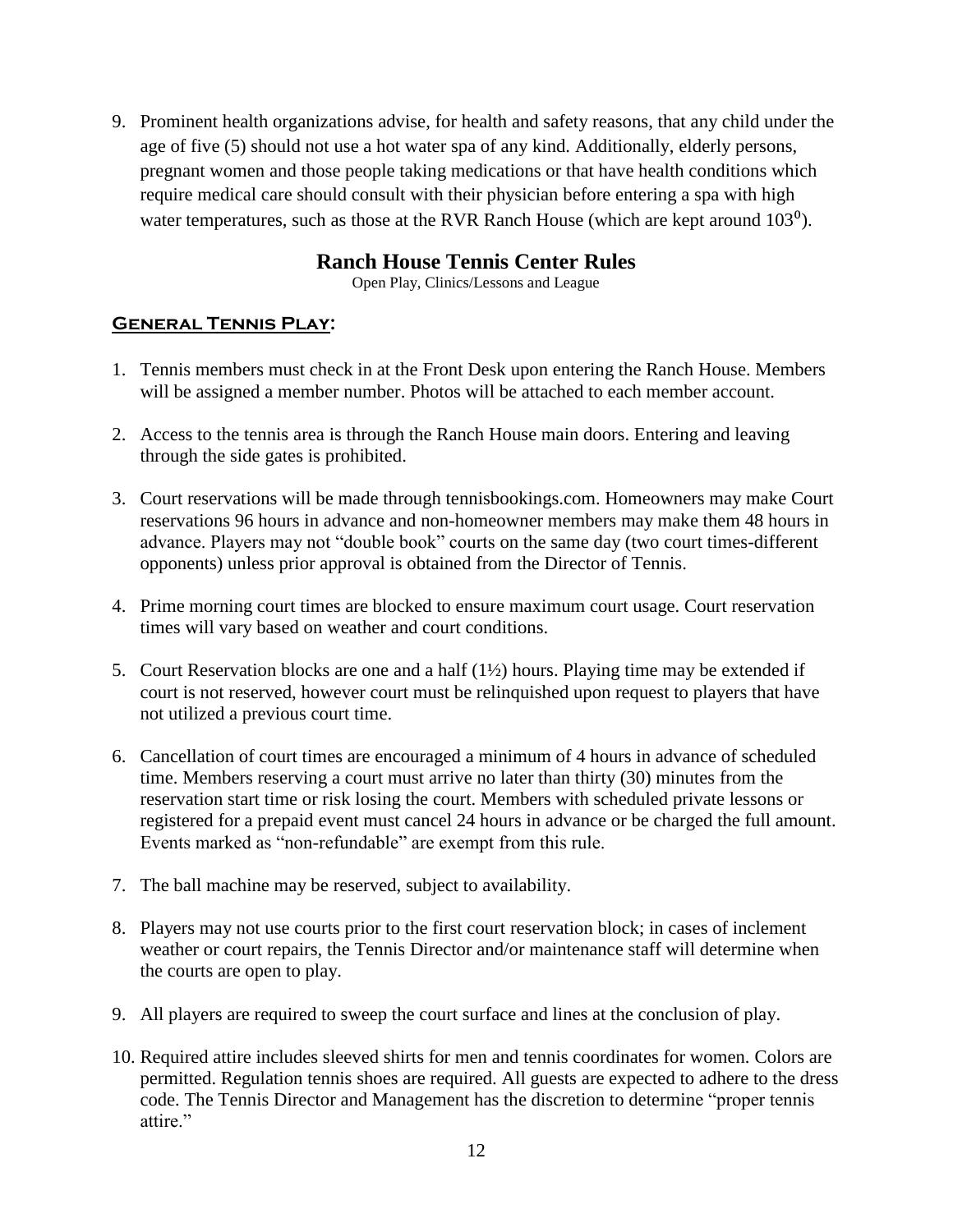9. Prominent health organizations advise, for health and safety reasons, that any child under the age of five (5) should not use a hot water spa of any kind. Additionally, elderly persons, pregnant women and those people taking medications or that have health conditions which require medical care should consult with their physician before entering a spa with high water temperatures, such as those at the RVR Ranch House (which are kept around $103^0$).

## Ranch House Tennis Center Rules

Open Play, Clinics/Lessons and League

### General Tennis Play:

1. Tennis members must check in at the Front Desk upon entering the Ranch House. Members will be assigned a member number. Photos will be attached to each member account.

2. Access to the tennis area is through the Ranch House main doors. Entering and leaving through the side gates is prohibited.

3. Court reservations will be made through tennisbookings.com. Homeowners may make Court reservations 96 hours in advance and non-homeowner members may make them 48 hours in advance. Players may not "double book" courts on the same day (two court times-different opponents) unless prior approval is obtained from the Director of Tennis.

4. Prime morning court times are blocked to ensure maximum court usage. Court reservation times will vary based on weather and court conditions.

5. Court Reservation blocks are one and a half (1½) hours. Playing time may be extended if court is not reserved, however court must be relinquished upon request to players that have not utilized a previous court time.

6. Cancellation of court times are encouraged a minimum of 4 hours in advance of scheduled time. Members reserving a court must arrive no later than thirty (30) minutes from the reservation start time or risk losing the court. Members with scheduled private lessons or registered for a prepaid event must cancel 24 hours in advance or be charged the full amount. Events marked as "non-refundable" are exempt from this rule.

7. The ball machine may be reserved, subject to availability.

8. Players may not use courts prior to the first court reservation block; in cases of inclement weather or court repairs, the Tennis Director and/or maintenance staff will determine when the courts are open to play.

9. All players are required to sweep the court surface and lines at the conclusion of play.

10. Required attire includes sleeved shirts for men and tennis coordinates for women. Colors are permitted. Regulation tennis shoes are required. All guests are expected to adhere to the dress code. The Tennis Director and Management has the discretion to determine "proper tennis attire."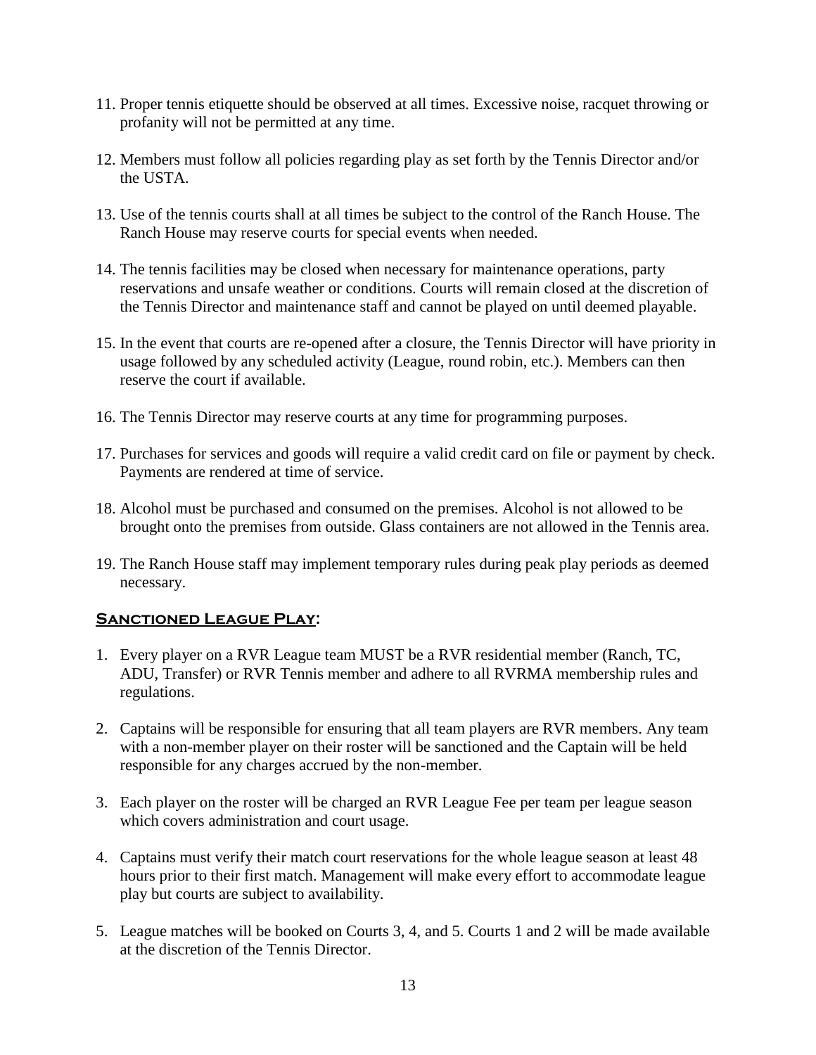11. Proper tennis etiquette should be observed at all times. Excessive noise, racquet throwing or profanity will not be permitted at any time.

12. Members must follow all policies regarding play as set forth by the Tennis Director and/or the USTA.

13. Use of the tennis courts shall at all times be subject to the control of the Ranch House. The Ranch House may reserve courts for special events when needed.

14. The tennis facilities may be closed when necessary for maintenance operations, party reservations and unsafe weather or conditions. Courts will remain closed at the discretion of the Tennis Director and maintenance staff and cannot be played on until deemed playable.

15. In the event that courts are re-opened after a closure, the Tennis Director will have priority in usage followed by any scheduled activity (League, round robin, etc.). Members can then reserve the court if available.

16. The Tennis Director may reserve courts at any time for programming purposes.

17. Purchases for services and goods will require a valid credit card on file or payment by check. Payments are rendered at time of service.

18. Alcohol must be purchased and consumed on the premises. Alcohol is not allowed to be brought onto the premises from outside. Glass containers are not allowed in the Tennis area.

19. The Ranch House staff may implement temporary rules during peak play periods as deemed necessary.

## Sanctioned League Play:

1. Every player on a RVR League team MUST be a RVR residential member (Ranch, TC, ADU, Transfer) or RVR Tennis member and adhere to all RVRMA membership rules and regulations.

2. Captains will be responsible for ensuring that all team players are RVR members. Any team with a non-member player on their roster will be sanctioned and the Captain will be held responsible for any charges accrued by the non-member.

3. Each player on the roster will be charged an RVR League Fee per team per league season which covers administration and court usage.

4. Captains must verify their match court reservations for the whole league season at least 48 hours prior to their first match. Management will make every effort to accommodate league play but courts are subject to availability.

5. League matches will be booked on Courts 3, 4, and 5. Courts 1 and 2 will be made available at the discretion of the Tennis Director.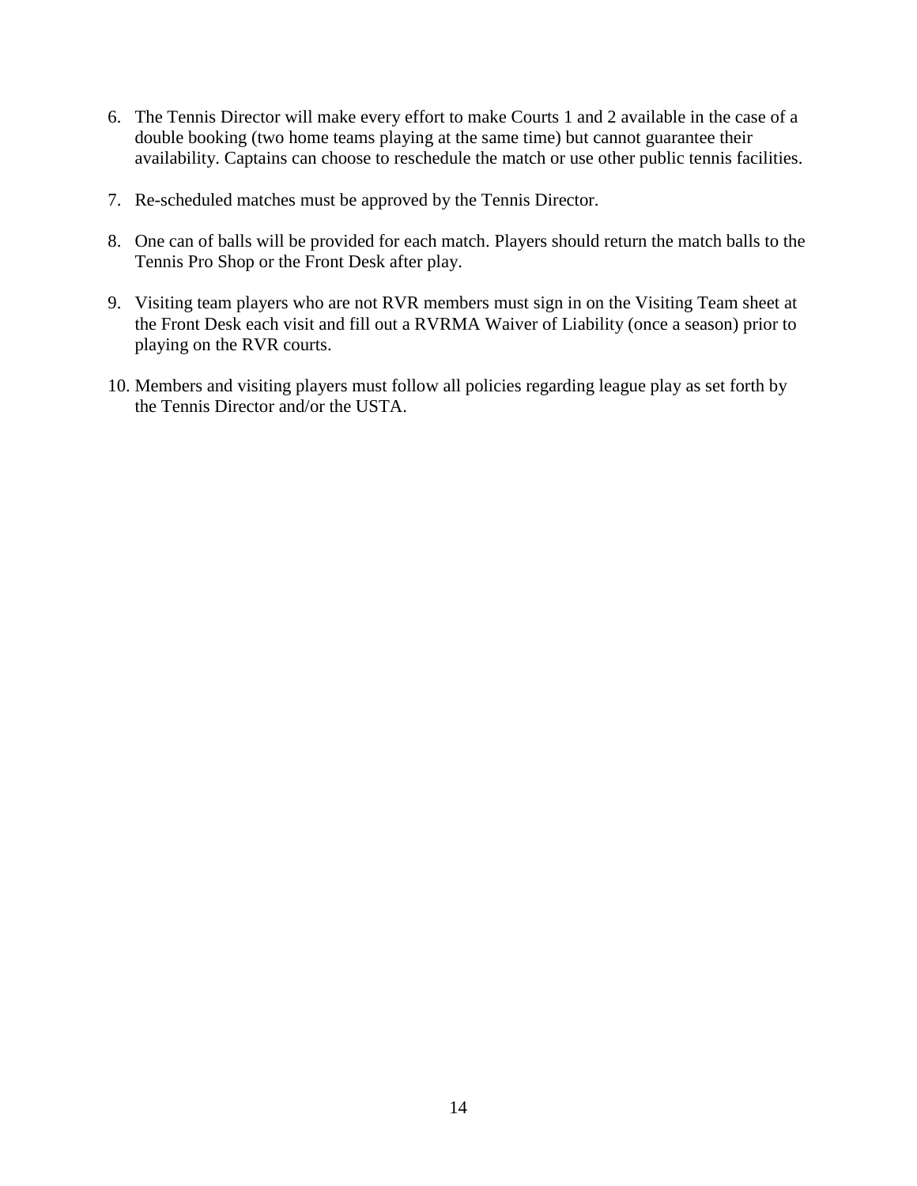6. The Tennis Director will make every effort to make Courts 1 and 2 available in the case of a double booking (two home teams playing at the same time) but cannot guarantee their availability. Captains can choose to reschedule the match or use other public tennis facilities.

7. Re-scheduled matches must be approved by the Tennis Director.

8. One can of balls will be provided for each match. Players should return the match balls to the Tennis Pro Shop or the Front Desk after play.

9. Visiting team players who are not RVR members must sign in on the Visiting Team sheet at the Front Desk each visit and fill out a RVRMA Waiver of Liability (once a season) prior to playing on the RVR courts.

10. Members and visiting players must follow all policies regarding league play as set forth by the Tennis Director and/or the USTA.